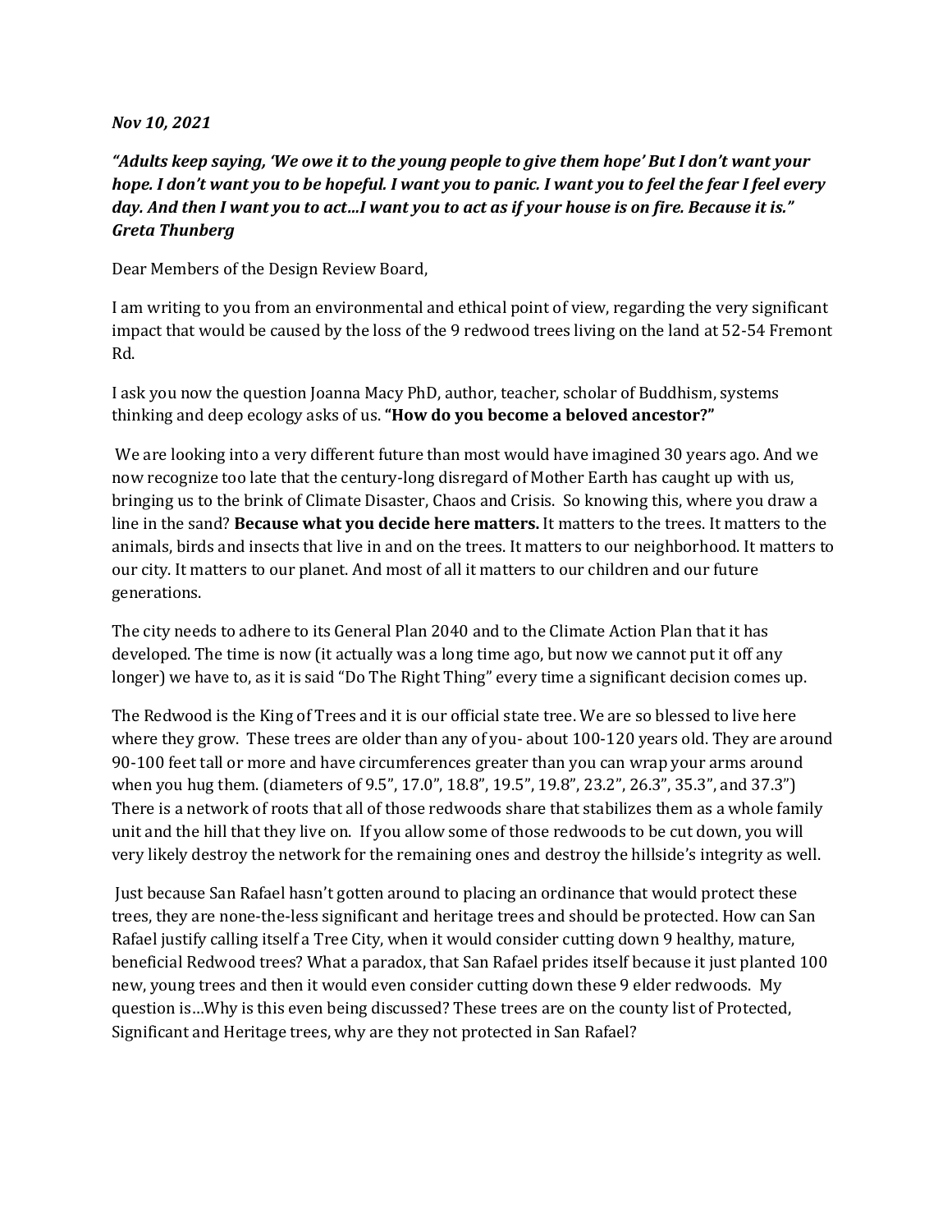***Nov 10, 2021***

***"Adults keep saying, 'We owe it to the young people to give them hope' But I don't want your hope. I don't want you to be hopeful. I want you to panic. I want you to feel the fear I feel every day. And then I want you to act…I want you to act as if your house is on fire. Because it is." Greta Thunberg***

Dear Members of the Design Review Board,

I am writing to you from an environmental and ethical point of view, regarding the very significant impact that would be caused by the loss of the 9 redwood trees living on the land at 52-54 Fremont Rd.

I ask you now the question Joanna Macy PhD, author, teacher, scholar of Buddhism, systems thinking and deep ecology asks of us. **"How do you become a beloved ancestor?"**

We are looking into a very different future than most would have imagined 30 years ago. And we now recognize too late that the century-long disregard of Mother Earth has caught up with us, bringing us to the brink of Climate Disaster, Chaos and Crisis. So knowing this, where you draw a line in the sand? **Because what you decide here matters.** It matters to the trees. It matters to the animals, birds and insects that live in and on the trees. It matters to our neighborhood. It matters to our city. It matters to our planet. And most of all it matters to our children and our future generations.

The city needs to adhere to its General Plan 2040 and to the Climate Action Plan that it has developed. The time is now (it actually was a long time ago, but now we cannot put it off any longer) we have to, as it is said "Do The Right Thing" every time a significant decision comes up.

The Redwood is the King of Trees and it is our official state tree. We are so blessed to live here where they grow. These trees are older than any of you- about 100-120 years old. They are around 90-100 feet tall or more and have circumferences greater than you can wrap your arms around when you hug them. (diameters of 9.5", 17.0", 18.8", 19.5", 19.8", 23.2", 26.3", 35.3", and 37.3") There is a network of roots that all of those redwoods share that stabilizes them as a whole family unit and the hill that they live on. If you allow some of those redwoods to be cut down, you will very likely destroy the network for the remaining ones and destroy the hillside's integrity as well.

Just because San Rafael hasn't gotten around to placing an ordinance that would protect these trees, they are none-the-less significant and heritage trees and should be protected. How can San Rafael justify calling itself a Tree City, when it would consider cutting down 9 healthy, mature, beneficial Redwood trees? What a paradox, that San Rafael prides itself because it just planted 100 new, young trees and then it would even consider cutting down these 9 elder redwoods. My question is…Why is this even being discussed? These trees are on the county list of Protected, Significant and Heritage trees, why are they not protected in San Rafael?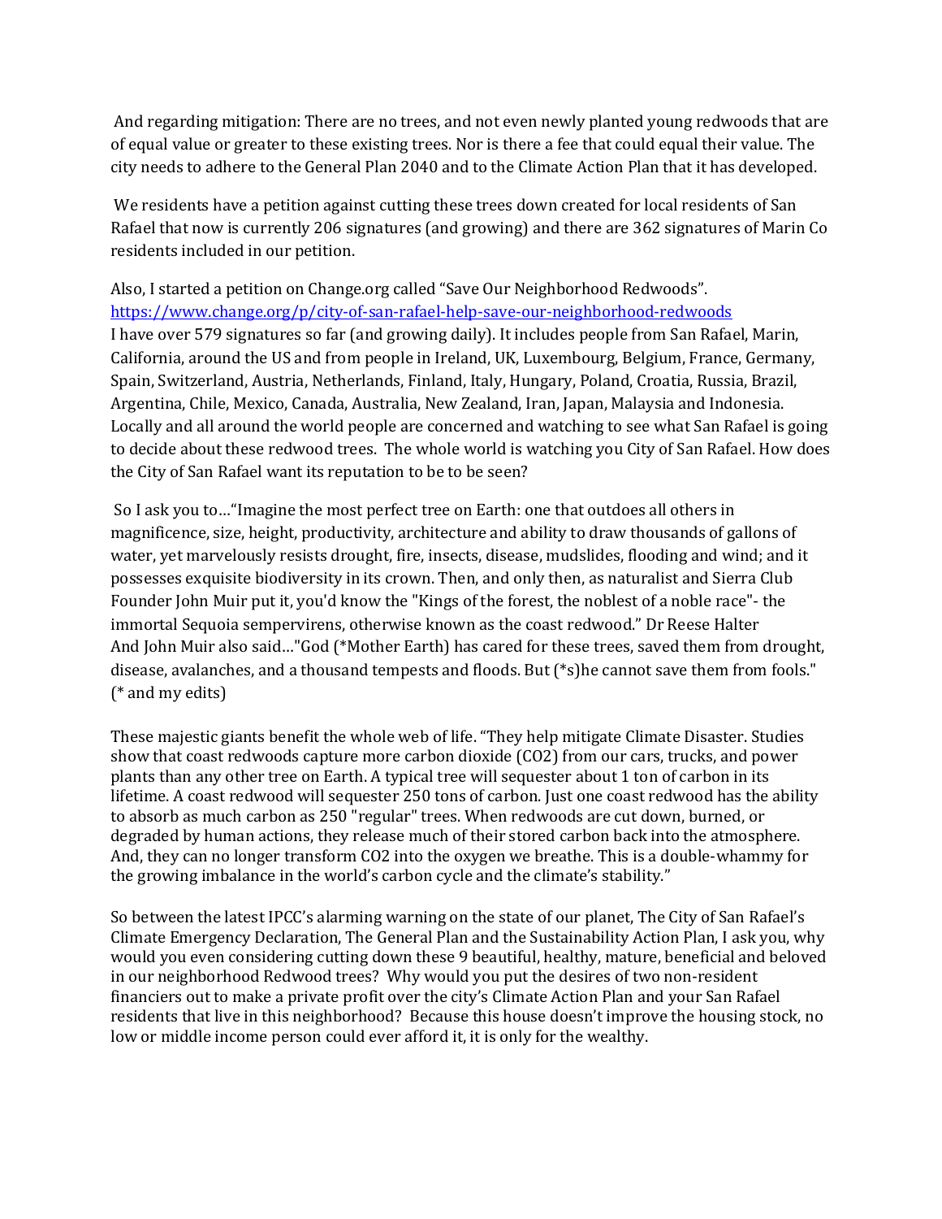And regarding mitigation: There are no trees, and not even newly planted young redwoods that are of equal value or greater to these existing trees. Nor is there a fee that could equal their value. The city needs to adhere to the General Plan 2040 and to the Climate Action Plan that it has developed.

We residents have a petition against cutting these trees down created for local residents of San Rafael that now is currently 206 signatures (and growing) and there are 362 signatures of Marin Co residents included in our petition.

Also, I started a petition on Change.org called "Save Our Neighborhood Redwoods".
https://www.change.org/p/city-of-san-rafael-help-save-our-neighborhood-redwoods
I have over 579 signatures so far (and growing daily). It includes people from San Rafael, Marin, California, around the US and from people in Ireland, UK, Luxembourg, Belgium, France, Germany, Spain, Switzerland, Austria, Netherlands, Finland, Italy, Hungary, Poland, Croatia, Russia, Brazil, Argentina, Chile, Mexico, Canada, Australia, New Zealand, Iran, Japan, Malaysia and Indonesia. Locally and all around the world people are concerned and watching to see what San Rafael is going to decide about these redwood trees. The whole world is watching you City of San Rafael. How does the City of San Rafael want its reputation to be to be seen?

So I ask you to…"Imagine the most perfect tree on Earth: one that outdoes all others in magnificence, size, height, productivity, architecture and ability to draw thousands of gallons of water, yet marvelously resists drought, fire, insects, disease, mudslides, flooding and wind; and it possesses exquisite biodiversity in its crown. Then, and only then, as naturalist and Sierra Club Founder John Muir put it, you'd know the "Kings of the forest, the noblest of a noble race"- the immortal Sequoia sempervirens, otherwise known as the coast redwood." Dr Reese Halter
And John Muir also said…"God (*Mother Earth) has cared for these trees, saved them from drought, disease, avalanches, and a thousand tempests and floods. But (*s)he cannot save them from fools." (* and my edits)

These majestic giants benefit the whole web of life. "They help mitigate Climate Disaster. Studies show that coast redwoods capture more carbon dioxide ($CO_2$) from our cars, trucks, and power plants than any other tree on Earth. A typical tree will sequester about 1 ton of carbon in its lifetime. A coast redwood will sequester 250 tons of carbon. Just one coast redwood has the ability to absorb as much carbon as 250 "regular" trees. When redwoods are cut down, burned, or degraded by human actions, they release much of their stored carbon back into the atmosphere. And, they can no longer transform $CO_2$ into the oxygen we breathe. This is a double-whammy for the growing imbalance in the world's carbon cycle and the climate's stability."

So between the latest IPCC's alarming warning on the state of our planet, The City of San Rafael's Climate Emergency Declaration, The General Plan and the Sustainability Action Plan, I ask you, why would you even considering cutting down these 9 beautiful, healthy, mature, beneficial and beloved in our neighborhood Redwood trees? Why would you put the desires of two non-resident financiers out to make a private profit over the city's Climate Action Plan and your San Rafael residents that live in this neighborhood? Because this house doesn't improve the housing stock, no low or middle income person could ever afford it, it is only for the wealthy.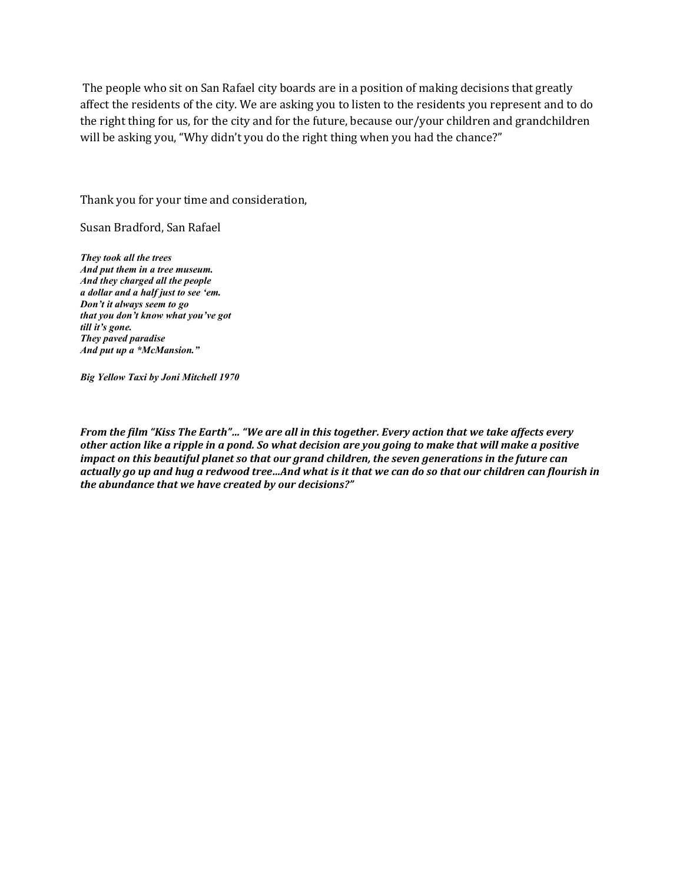The people who sit on San Rafael city boards are in a position of making decisions that greatly affect the residents of the city. We are asking you to listen to the residents you represent and to do the right thing for us, for the city and for the future, because our/your children and grandchildren will be asking you, "Why didn't you do the right thing when you had the chance?"

Thank you for your time and consideration,

Susan Bradford, San Rafael

***They took all the trees***
***And put them in a tree museum.***
***And they charged all the people***
***a dollar and a half just to see 'em.***
***Don't it always seem to go***
***that you don't know what you've got***
***till it's gone.***
***They paved paradise***
***And put up a *McMansion."***

***Big Yellow Taxi by Joni Mitchell 1970***

***From the film "Kiss The Earth"... "We are all in this together. Every action that we take affects every other action like a ripple in a pond. So what decision are you going to make that will make a positive impact on this beautiful planet so that our grand children, the seven generations in the future can actually go up and hug a redwood tree...And what is it that we can do so that our children can flourish in the abundance that we have created by our decisions?"***